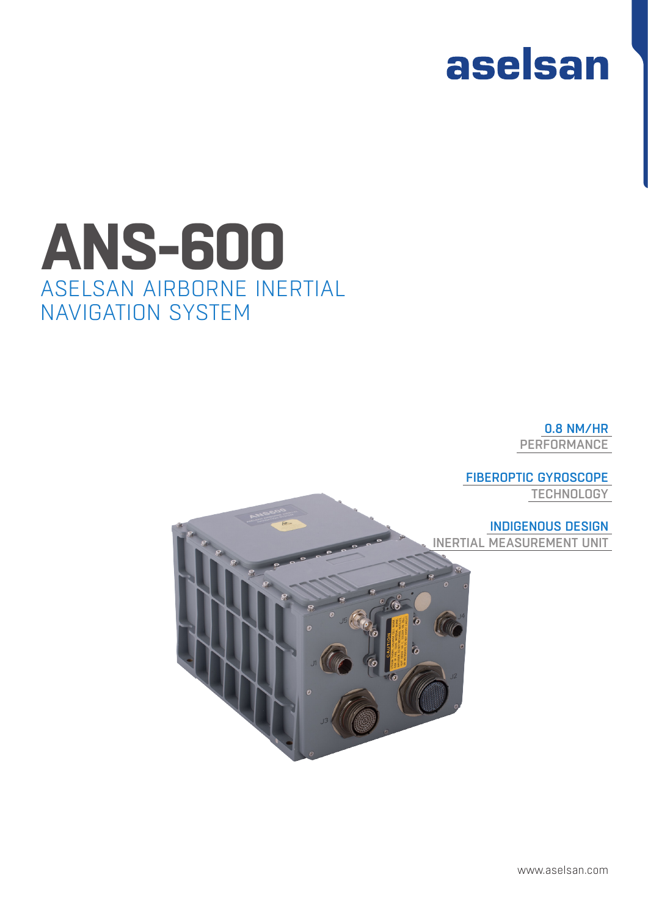aselsan

# ANS-600

## ASELSAN AIRBORNE INERTIAL NAVIGATION SYSTEM

**0.8 NM/HR**
PERFORMANCE

**FIBEROPTIC GYROSCOPE**
TECHNOLOGY

**INDIGENOUS DESIGN**
INERTIAL MEASUREMENT UNIT

www.aselsan.com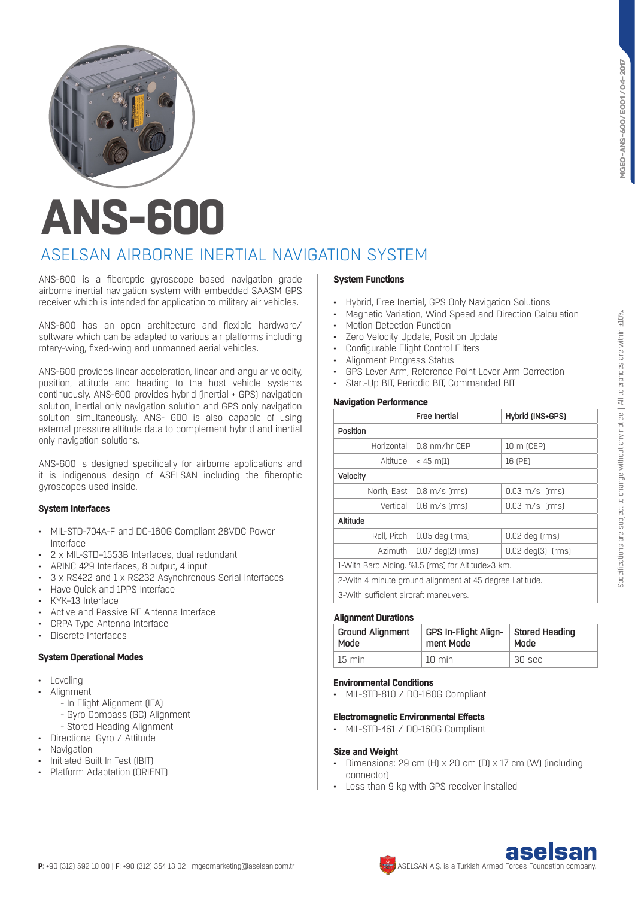# ANS-600

## ASELSAN AIRBORNE INERTIAL NAVIGATION SYSTEM

ANS-600 is a fiberoptic gyroscope based navigation grade airborne inertial navigation system with embedded SAASM GPS receiver which is intended for application to military air vehicles.

ANS-600 has an open architecture and flexible hardware/ software which can be adapted to various air platforms including rotary-wing, fixed-wing and unmanned aerial vehicles.

ANS-600 provides linear acceleration, linear and angular velocity, position, attitude and heading to the host vehicle systems continuously. ANS-600 provides hybrid (inertial + GPS) navigation solution, inertial only navigation solution and GPS only navigation solution simultaneously. ANS- 600 is also capable of using external pressure altitude data to complement hybrid and inertial only navigation solutions.

ANS-600 is designed specifically for airborne applications and it is indigenous design of ASELSAN including the fiberoptic gyroscopes used inside.

**System Interfaces**

- MIL-STD-704A-F and DO-160G Compliant 28VDC Power Interface
- 2 x MIL-STD–1553B Interfaces, dual redundant
- ARINC 429 Interfaces, 8 output, 4 input
- 3 x RS422 and 1 x RS232 Asynchronous Serial Interfaces
- Have Quick and 1PPS Interface
- KYK–13 Interface
- Active and Passive RF Antenna Interface
- CRPA Type Antenna Interface
- Discrete Interfaces

**System Operational Modes**

- Leveling
- Alignment
  - In Flight Alignment (IFA)
  - Gyro Compass (GC) Alignment
  - Stored Heading Alignment
- Directional Gyro / Attitude
- Navigation
- Initiated Built In Test (IBIT)
- Platform Adaptation (ORIENT)

**System Functions**

- Hybrid, Free Inertial, GPS Only Navigation Solutions
- Magnetic Variation, Wind Speed and Direction Calculation
- Motion Detection Function
- Zero Velocity Update, Position Update
- Configurable Flight Control Filters
- Alignment Progress Status
- GPS Lever Arm, Reference Point Lever Arm Correction
- Start-Up BIT, Periodic BIT, Commanded BIT

**Navigation Performance**

| | Free Inertial | Hybrid (INS+GPS) |
|---|---|---|
| Position | | |
| Horizontal | 0.8 nm/hr CEP | 10 m (CEP) |
| Altitude | < 45 m(1) | 16 (PE) |
| Velocity | | |
| North, East | 0.8 m/s (rms) | 0.03 m/s (rms) |
| Vertical | 0.6 m/s (rms) | 0.03 m/s (rms) |
| Altitude | | |
| Roll, Pitch | 0.05 deg (rms) | 0.02 deg (rms) |
| Azimuth | 0.07 deg(2) (rms) | 0.02 deg(3) (rms) |
| 1-With Baro Aiding. %1.5 (rms) for Altitude>3 km. | | |
| 2-With 4 minute ground alignment at 45 degree Latitude. | | |
| 3-With sufficient aircraft maneuvers. | | |

**Alignment Durations**

| Ground Alignment Mode | GPS In-Flight Alignment Mode | Stored Heading Mode |
|---|---|---|
| 15 min | 10 min | 30 sec |

**Environmental Conditions**

- MIL-STD-810 / DO-160G Compliant

**Electromagnetic Environmental Effects**

- MIL-STD-461 / DO-160G Compliant

**Size and Weight**

- Dimensions: 29 cm (H) x 20 cm (D) x 17 cm (W) (including connector)
- Less than 9 kg with GPS receiver installed

Specifications are subject to change without any notice. | All tolerances are within ±10%.

MGEO-ANS-600/E001/04-2017

**P**: +90 (312) 592 10 00 | **F**: +90 (312) 354 13 02 | mgeomarketing@aselsan.com.tr

aselsan

ASELSAN A.Ş. is a Turkish Armed Forces Foundation company.